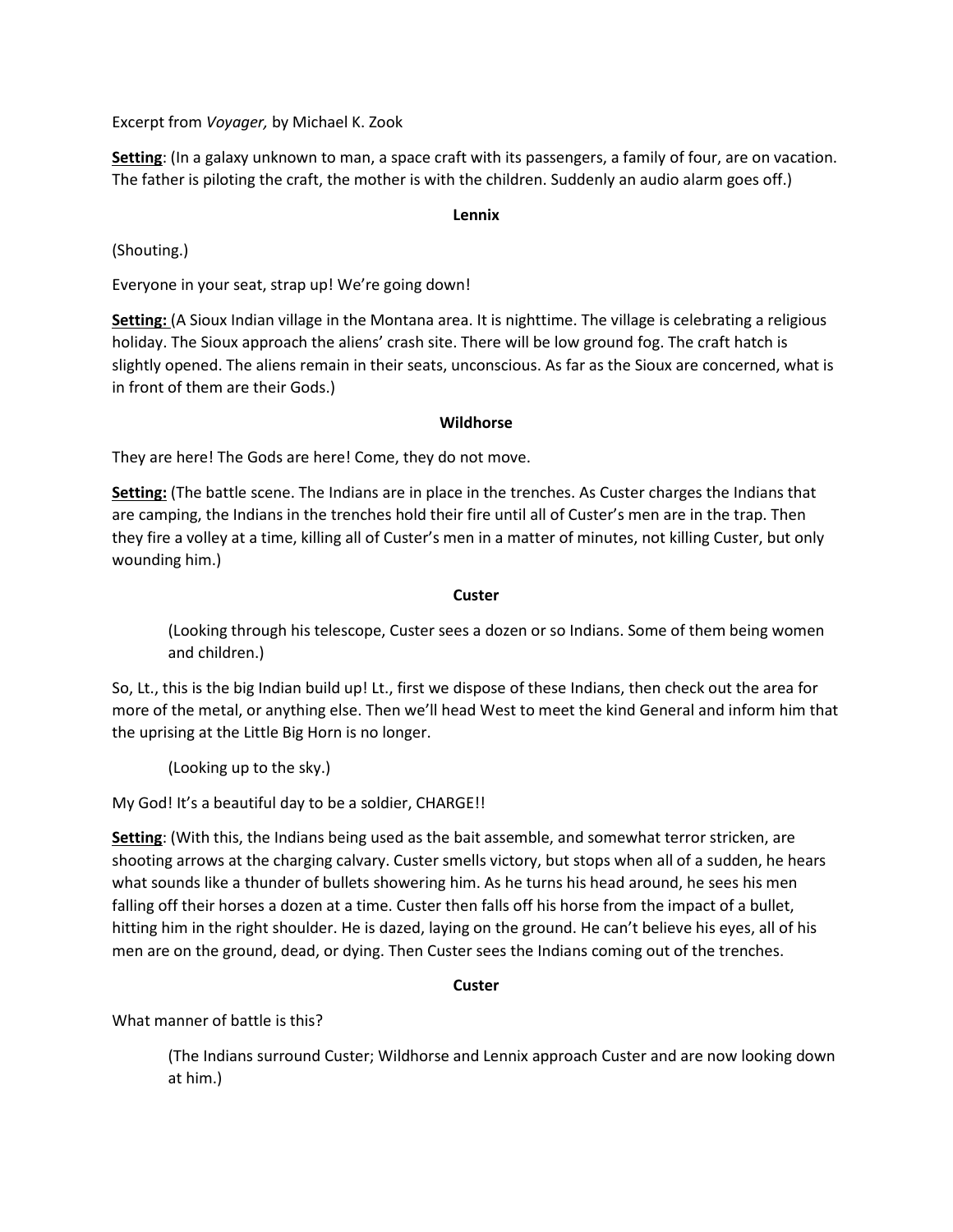Excerpt from *Voyager,* by Michael K. Zook

**Setting**: (In a galaxy unknown to man, a space craft with its passengers, a family of four, are on vacation. The father is piloting the craft, the mother is with the children. Suddenly an audio alarm goes off.)

**Lennix**

(Shouting.)

Everyone in your seat, strap up! We're going down!

**Setting:** (A Sioux Indian village in the Montana area. It is nighttime. The village is celebrating a religious holiday. The Sioux approach the aliens' crash site. There will be low ground fog. The craft hatch is slightly opened. The aliens remain in their seats, unconscious. As far as the Sioux are concerned, what is in front of them are their Gods.)

**Wildhorse**

They are here! The Gods are here! Come, they do not move.

**Setting:** (The battle scene. The Indians are in place in the trenches. As Custer charges the Indians that are camping, the Indians in the trenches hold their fire until all of Custer's men are in the trap. Then they fire a volley at a time, killing all of Custer's men in a matter of minutes, not killing Custer, but only wounding him.)

**Custer**

> (Looking through his telescope, Custer sees a dozen or so Indians. Some of them being women and children.)

So, Lt., this is the big Indian build up! Lt., first we dispose of these Indians, then check out the area for more of the metal, or anything else. Then we'll head West to meet the kind General and inform him that the uprising at the Little Big Horn is no longer.

> (Looking up to the sky.)

My God! It's a beautiful day to be a soldier, CHARGE!!

**Setting**: (With this, the Indians being used as the bait assemble, and somewhat terror stricken, are shooting arrows at the charging calvary. Custer smells victory, but stops when all of a sudden, he hears what sounds like a thunder of bullets showering him. As he turns his head around, he sees his men falling off their horses a dozen at a time. Custer then falls off his horse from the impact of a bullet, hitting him in the right shoulder. He is dazed, laying on the ground. He can't believe his eyes, all of his men are on the ground, dead, or dying. Then Custer sees the Indians coming out of the trenches.

**Custer**

What manner of battle is this?

> (The Indians surround Custer; Wildhorse and Lennix approach Custer and are now looking down at him.)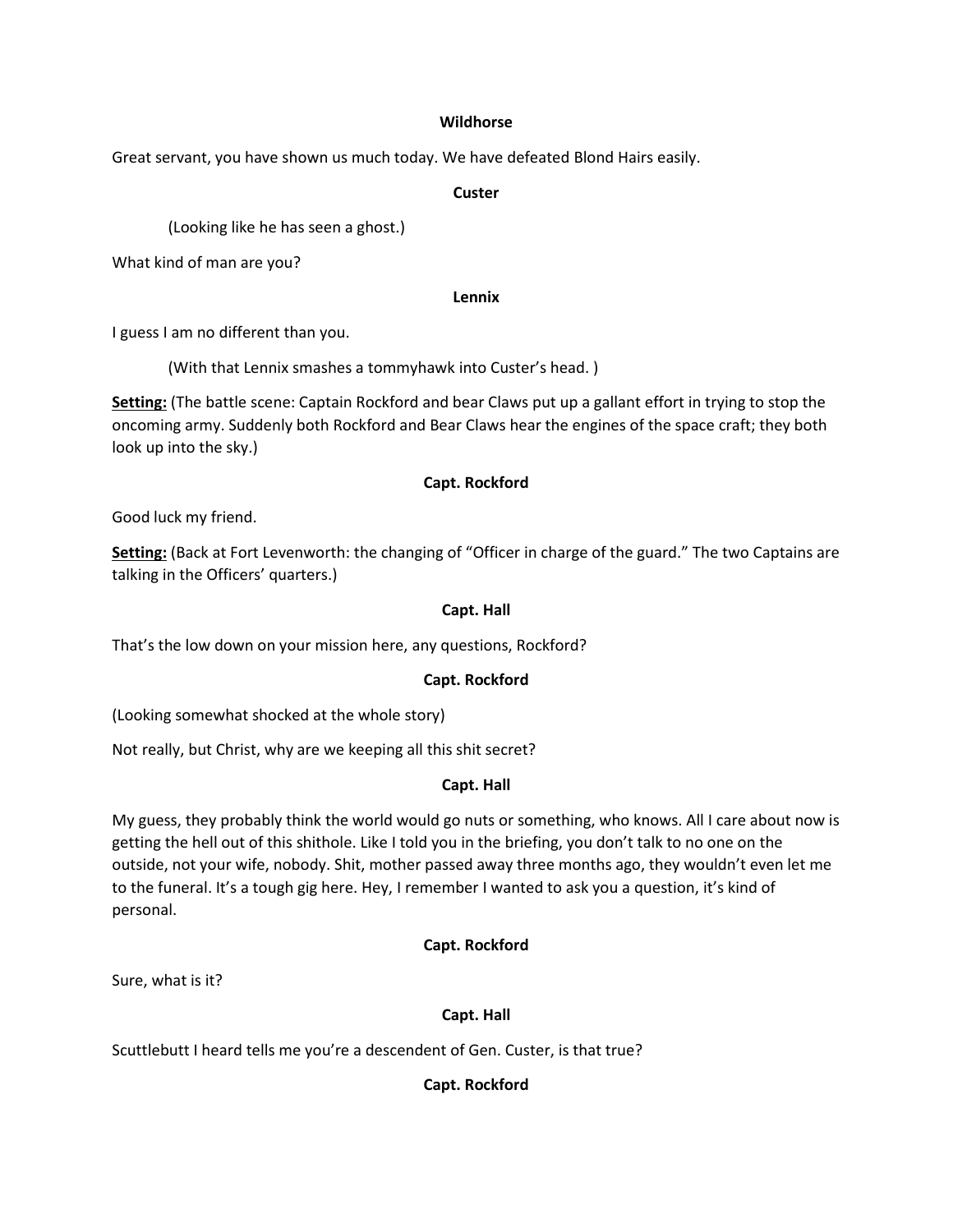**Wildhorse**

Great servant, you have shown us much today. We have defeated Blond Hairs easily.

**Custer**

(Looking like he has seen a ghost.)

What kind of man are you?

**Lennix**

I guess I am no different than you.

(With that Lennix smashes a tommyhawk into Custer's head. )

**Setting:** (The battle scene: Captain Rockford and bear Claws put up a gallant effort in trying to stop the oncoming army. Suddenly both Rockford and Bear Claws hear the engines of the space craft; they both look up into the sky.)

**Capt. Rockford**

Good luck my friend.

**Setting:** (Back at Fort Levenworth: the changing of "Officer in charge of the guard." The two Captains are talking in the Officers' quarters.)

**Capt. Hall**

That's the low down on your mission here, any questions, Rockford?

**Capt. Rockford**

(Looking somewhat shocked at the whole story)

Not really, but Christ, why are we keeping all this shit secret?

**Capt. Hall**

My guess, they probably think the world would go nuts or something, who knows. All I care about now is getting the hell out of this shithole. Like I told you in the briefing, you don't talk to no one on the outside, not your wife, nobody. Shit, mother passed away three months ago, they wouldn't even let me to the funeral. It's a tough gig here. Hey, I remember I wanted to ask you a question, it's kind of personal.

**Capt. Rockford**

Sure, what is it?

**Capt. Hall**

Scuttlebutt I heard tells me you're a descendent of Gen. Custer, is that true?

**Capt. Rockford**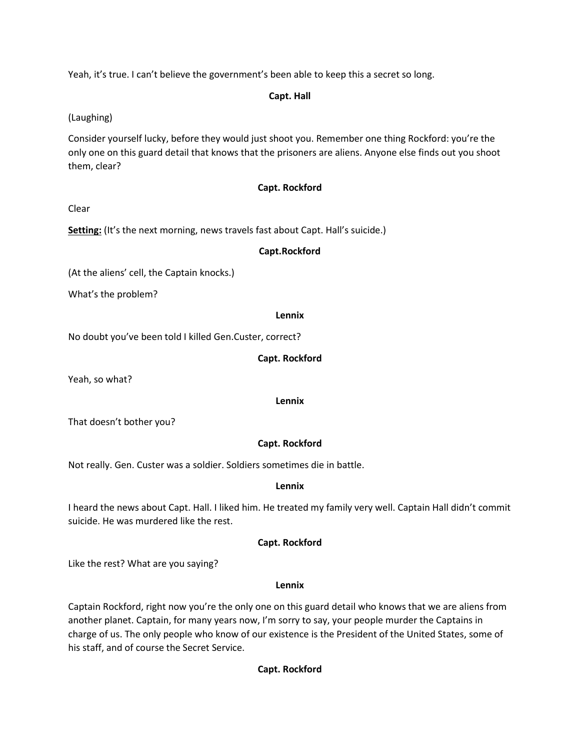Yeah, it's true. I can't believe the government's been able to keep this a secret so long.

**Capt. Hall**

(Laughing)

Consider yourself lucky, before they would just shoot you. Remember one thing Rockford: you're the only one on this guard detail that knows that the prisoners are aliens. Anyone else finds out you shoot them, clear?

**Capt. Rockford**

Clear

**Setting:** (It's the next morning, news travels fast about Capt. Hall's suicide.)

**Capt.Rockford**

(At the aliens' cell, the Captain knocks.)

What's the problem?

**Lennix**

No doubt you've been told I killed Gen.Custer, correct?

**Capt. Rockford**

Yeah, so what?

**Lennix**

That doesn't bother you?

**Capt. Rockford**

Not really. Gen. Custer was a soldier. Soldiers sometimes die in battle.

**Lennix**

I heard the news about Capt. Hall. I liked him. He treated my family very well. Captain Hall didn't commit suicide. He was murdered like the rest.

**Capt. Rockford**

Like the rest? What are you saying?

**Lennix**

Captain Rockford, right now you're the only one on this guard detail who knows that we are aliens from another planet. Captain, for many years now, I'm sorry to say, your people murder the Captains in charge of us. The only people who know of our existence is the President of the United States, some of his staff, and of course the Secret Service.

**Capt. Rockford**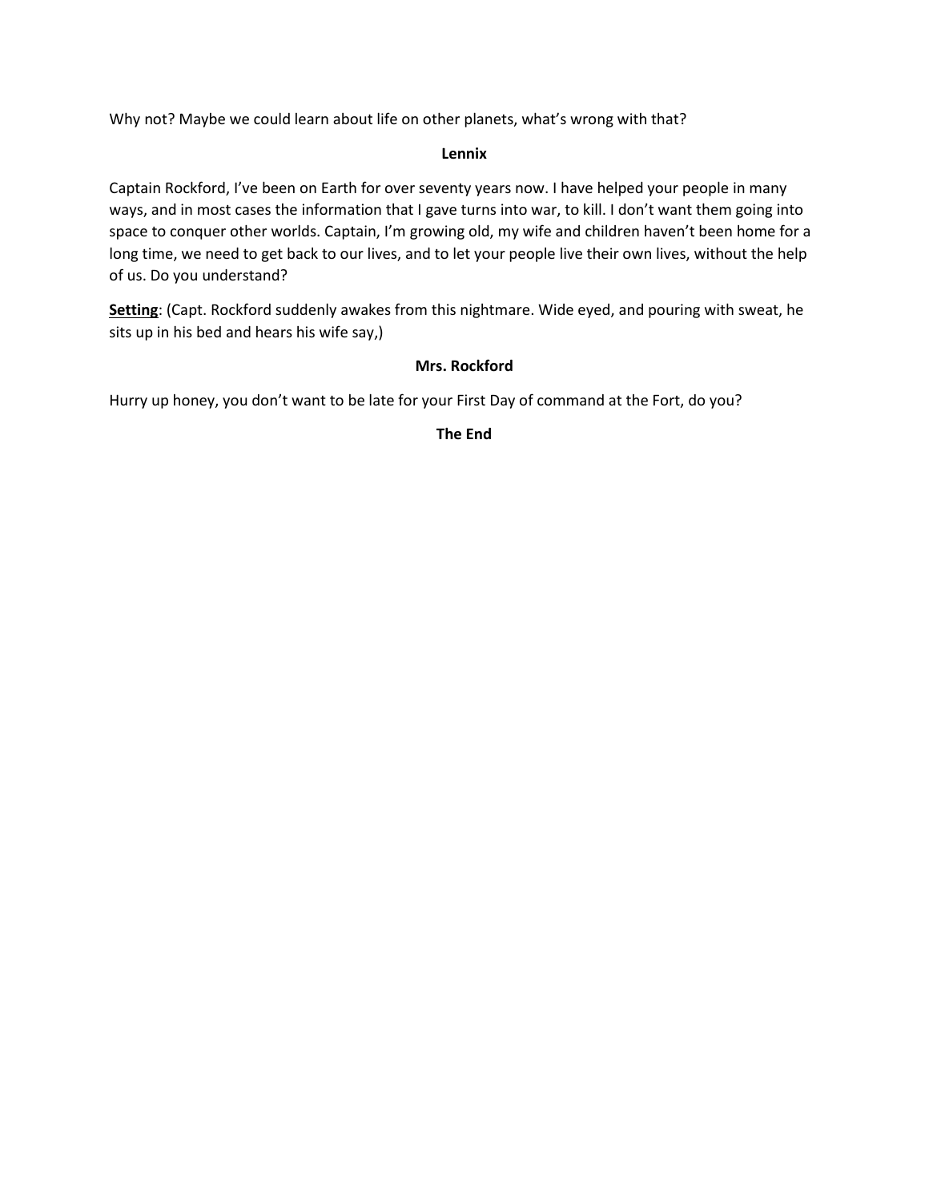Why not? Maybe we could learn about life on other planets, what's wrong with that?

**Lennix**

Captain Rockford, I've been on Earth for over seventy years now. I have helped your people in many ways, and in most cases the information that I gave turns into war, to kill. I don't want them going into space to conquer other worlds. Captain, I'm growing old, my wife and children haven't been home for a long time, we need to get back to our lives, and to let your people live their own lives, without the help of us. Do you understand?

**Setting**: (Capt. Rockford suddenly awakes from this nightmare. Wide eyed, and pouring with sweat, he sits up in his bed and hears his wife say,)

**Mrs. Rockford**

Hurry up honey, you don't want to be late for your First Day of command at the Fort, do you?

**The End**